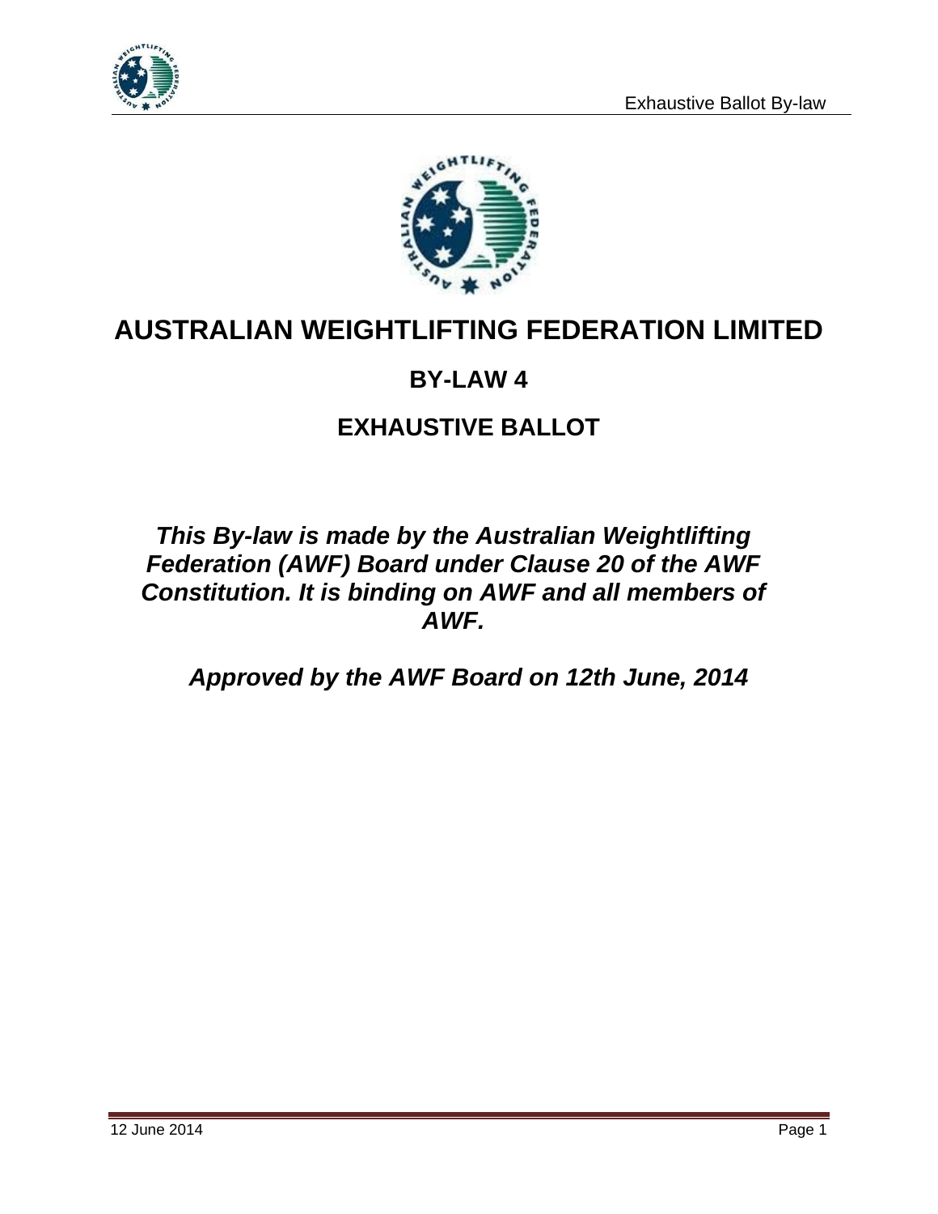# AUSTRALIAN WEIGHTLIFTING FEDERATION LIMITED

## BY-LAW 4

## EXHAUSTIVE BALLOT

***This By-law is made by the Australian Weightlifting Federation (AWF) Board under Clause 20 of the AWF Constitution. It is binding on AWF and all members of AWF.***

***Approved by the AWF Board on 12th June, 2014***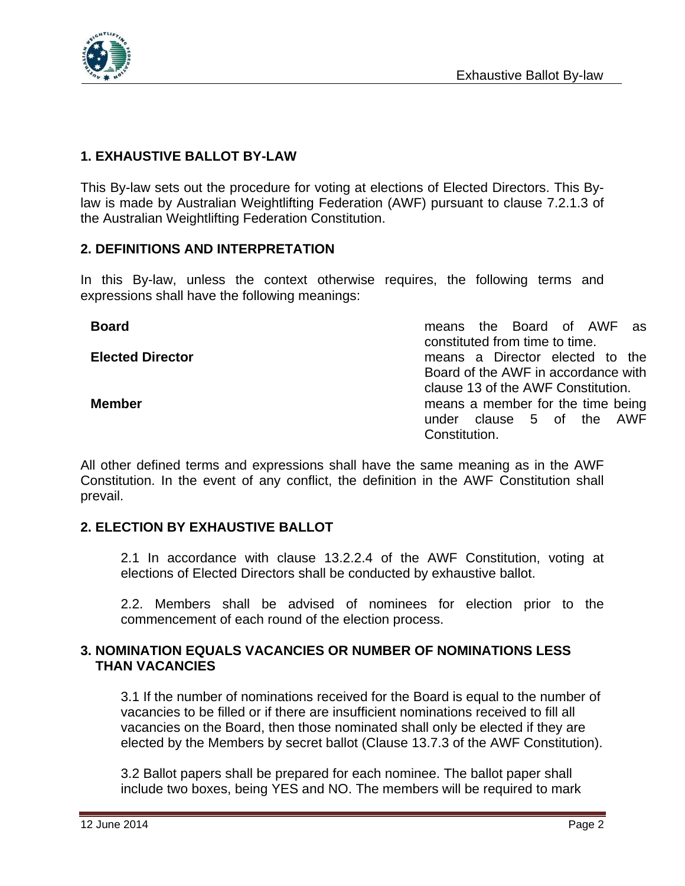## 1. EXHAUSTIVE BALLOT BY-LAW

This By-law sets out the procedure for voting at elections of Elected Directors. This By-law is made by Australian Weightlifting Federation (AWF) pursuant to clause 7.2.1.3 of the Australian Weightlifting Federation Constitution.

## 2. DEFINITIONS AND INTERPRETATION

In this By-law, unless the context otherwise requires, the following terms and expressions shall have the following meanings:

| | |
|---|---|
| **Board** | means the Board of AWF as constituted from time to time. |
| **Elected Director** | means a Director elected to the Board of the AWF in accordance with clause 13 of the AWF Constitution. |
| **Member** | means a member for the time being under clause 5 of the AWF Constitution. |

All other defined terms and expressions shall have the same meaning as in the AWF Constitution. In the event of any conflict, the definition in the AWF Constitution shall prevail.

## 2. ELECTION BY EXHAUSTIVE BALLOT

2.1 In accordance with clause 13.2.2.4 of the AWF Constitution, voting at elections of Elected Directors shall be conducted by exhaustive ballot.

2.2. Members shall be advised of nominees for election prior to the commencement of each round of the election process.

## 3. NOMINATION EQUALS VACANCIES OR NUMBER OF NOMINATIONS LESS THAN VACANCIES

3.1 If the number of nominations received for the Board is equal to the number of vacancies to be filled or if there are insufficient nominations received to fill all vacancies on the Board, then those nominated shall only be elected if they are elected by the Members by secret ballot (Clause 13.7.3 of the AWF Constitution).

3.2 Ballot papers shall be prepared for each nominee. The ballot paper shall include two boxes, being YES and NO. The members will be required to mark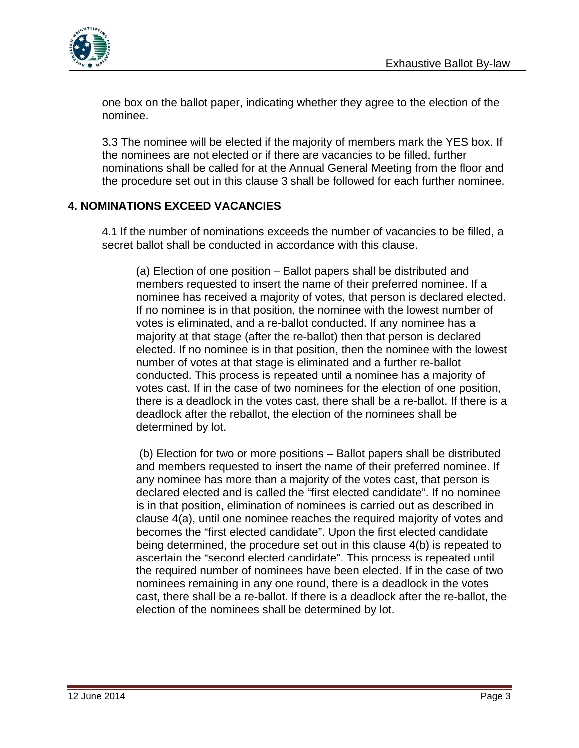one box on the ballot paper, indicating whether they agree to the election of the nominee.

3.3 The nominee will be elected if the majority of members mark the YES box. If the nominees are not elected or if there are vacancies to be filled, further nominations shall be called for at the Annual General Meeting from the floor and the procedure set out in this clause 3 shall be followed for each further nominee.

## 4. NOMINATIONS EXCEED VACANCIES

4.1 If the number of nominations exceeds the number of vacancies to be filled, a secret ballot shall be conducted in accordance with this clause.

(a) Election of one position – Ballot papers shall be distributed and members requested to insert the name of their preferred nominee. If a nominee has received a majority of votes, that person is declared elected. If no nominee is in that position, the nominee with the lowest number of votes is eliminated, and a re-ballot conducted. If any nominee has a majority at that stage (after the re-ballot) then that person is declared elected. If no nominee is in that position, then the nominee with the lowest number of votes at that stage is eliminated and a further re-ballot conducted. This process is repeated until a nominee has a majority of votes cast. If in the case of two nominees for the election of one position, there is a deadlock in the votes cast, there shall be a re-ballot. If there is a deadlock after the reballot, the election of the nominees shall be determined by lot.

(b) Election for two or more positions – Ballot papers shall be distributed and members requested to insert the name of their preferred nominee. If any nominee has more than a majority of the votes cast, that person is declared elected and is called the "first elected candidate". If no nominee is in that position, elimination of nominees is carried out as described in clause 4(a), until one nominee reaches the required majority of votes and becomes the "first elected candidate". Upon the first elected candidate being determined, the procedure set out in this clause 4(b) is repeated to ascertain the "second elected candidate". This process is repeated until the required number of nominees have been elected. If in the case of two nominees remaining in any one round, there is a deadlock in the votes cast, there shall be a re-ballot. If there is a deadlock after the re-ballot, the election of the nominees shall be determined by lot.